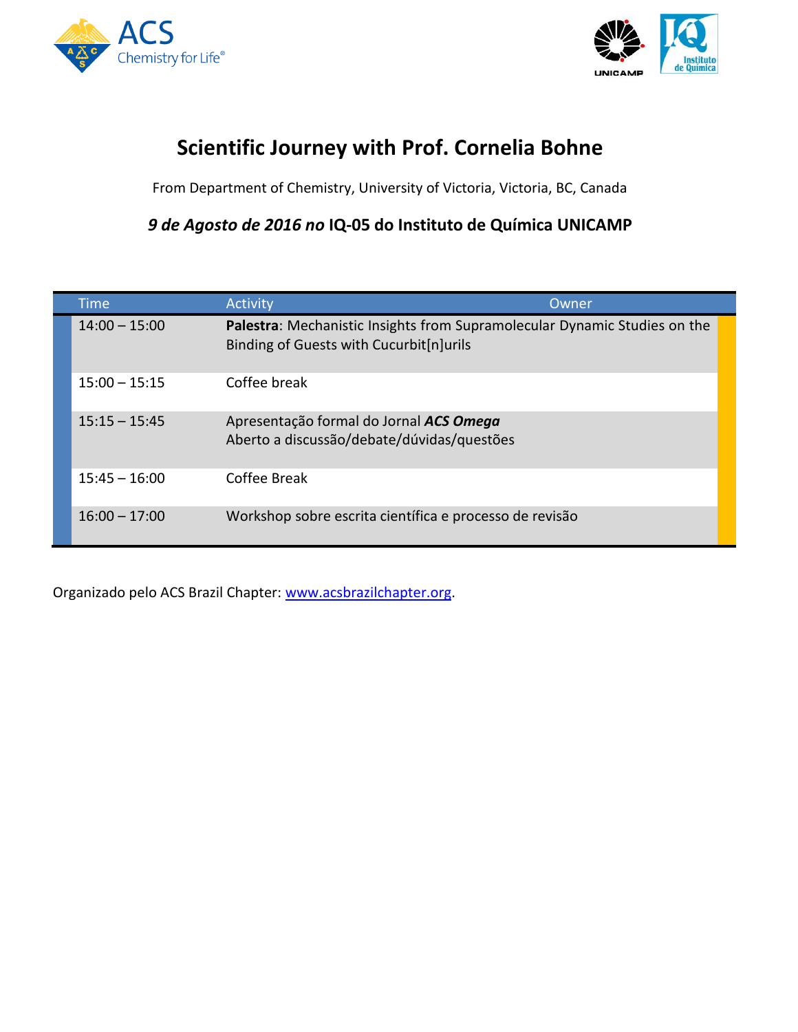# Scientific Journey with Prof. Cornelia Bohne

From Department of Chemistry, University of Victoria, Victoria, BC, Canada

***9 de Agosto de 2016 no* IQ-05 do Instituto de Química UNICAMP**

| Time | Activity | Owner |
|---|---|---|
| 14:00 – 15:00 | **Palestra**: Mechanistic Insights from Supramolecular Dynamic Studies on the Binding of Guests with Cucurbit[n]urils | |
| 15:00 – 15:15 | Coffee break | |
| 15:15 – 15:45 | Apresentação formal do Jornal ***ACS Omega***<br>Aberto a discussão/debate/dúvidas/questões | |
| 15:45 – 16:00 | Coffee Break | |
| 16:00 – 17:00 | Workshop sobre escrita científica e processo de revisão | |

Organizado pelo ACS Brazil Chapter: www.acsbrazilchapter.org.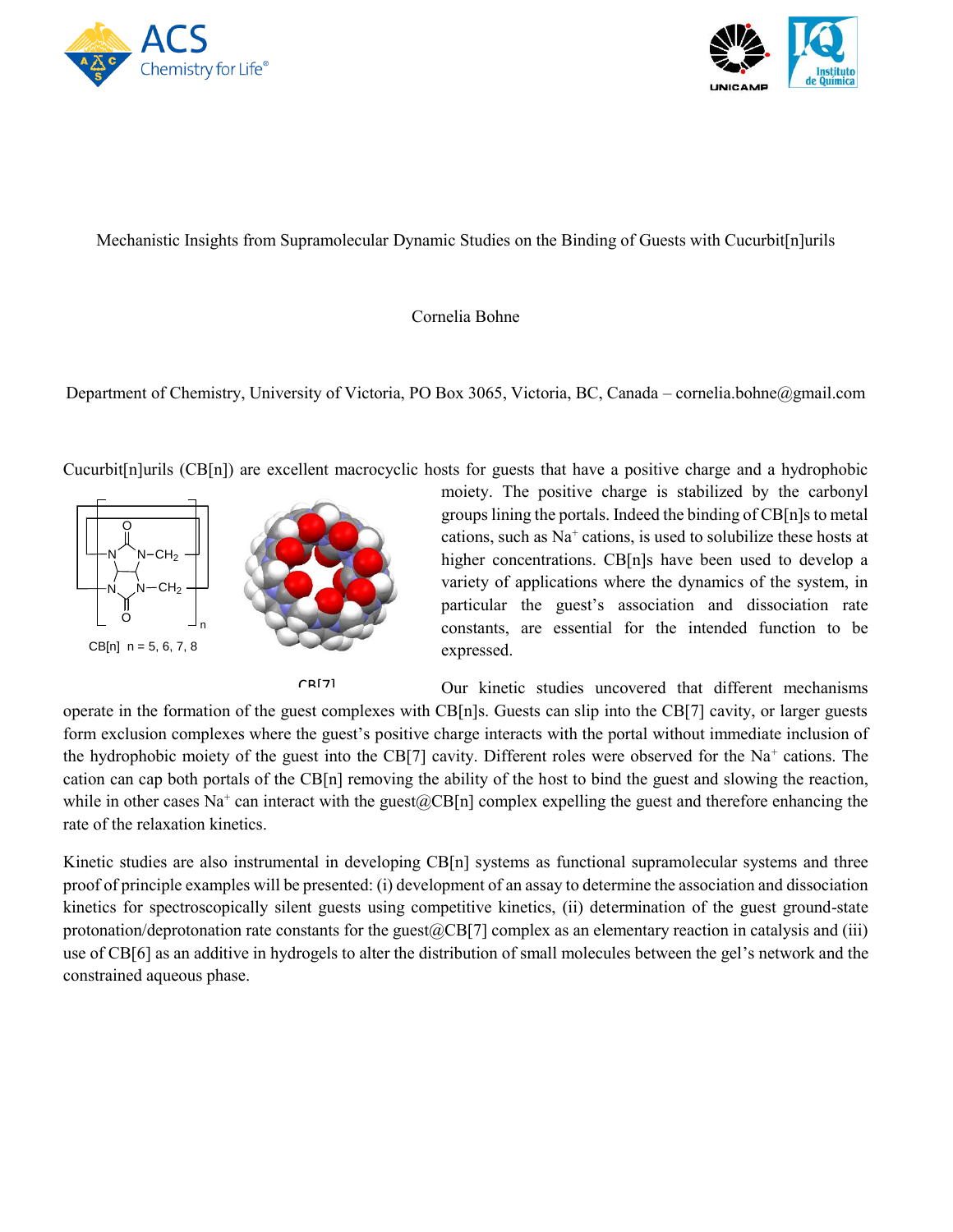Mechanistic Insights from Supramolecular Dynamic Studies on the Binding of Guests with Cucurbit[n]urils

Cornelia Bohne

Department of Chemistry, University of Victoria, PO Box 3065, Victoria, BC, Canada – cornelia.bohne@gmail.com

Cucurbit[n]urils (CB[n]) are excellent macrocyclic hosts for guests that have a positive charge and a hydrophobic moiety. The positive charge is stabilized by the carbonyl groups lining the portals. Indeed the binding of CB[n]s to metal cations, such as $Na^+$ cations, is used to solubilize these hosts at higher concentrations. CB[n]s have been used to develop a variety of applications where the dynamics of the system, in particular the guest's association and dissociation rate constants, are essential for the intended function to be expressed.

CB[n] n = 5, 6, 7, 8

CB[7]

Our kinetic studies uncovered that different mechanisms operate in the formation of the guest complexes with CB[n]s. Guests can slip into the CB[7] cavity, or larger guests form exclusion complexes where the guest's positive charge interacts with the portal without immediate inclusion of the hydrophobic moiety of the guest into the CB[7] cavity. Different roles were observed for the $Na^+$ cations. The cation can cap both portals of the CB[n] removing the ability of the host to bind the guest and slowing the reaction, while in other cases $Na^+$ can interact with the guest@CB[n] complex expelling the guest and therefore enhancing the rate of the relaxation kinetics.

Kinetic studies are also instrumental in developing CB[n] systems as functional supramolecular systems and three proof of principle examples will be presented: (i) development of an assay to determine the association and dissociation kinetics for spectroscopically silent guests using competitive kinetics, (ii) determination of the guest ground-state protonation/deprotonation rate constants for the guest@CB[7] complex as an elementary reaction in catalysis and (iii) use of CB[6] as an additive in hydrogels to alter the distribution of small molecules between the gel's network and the constrained aqueous phase.